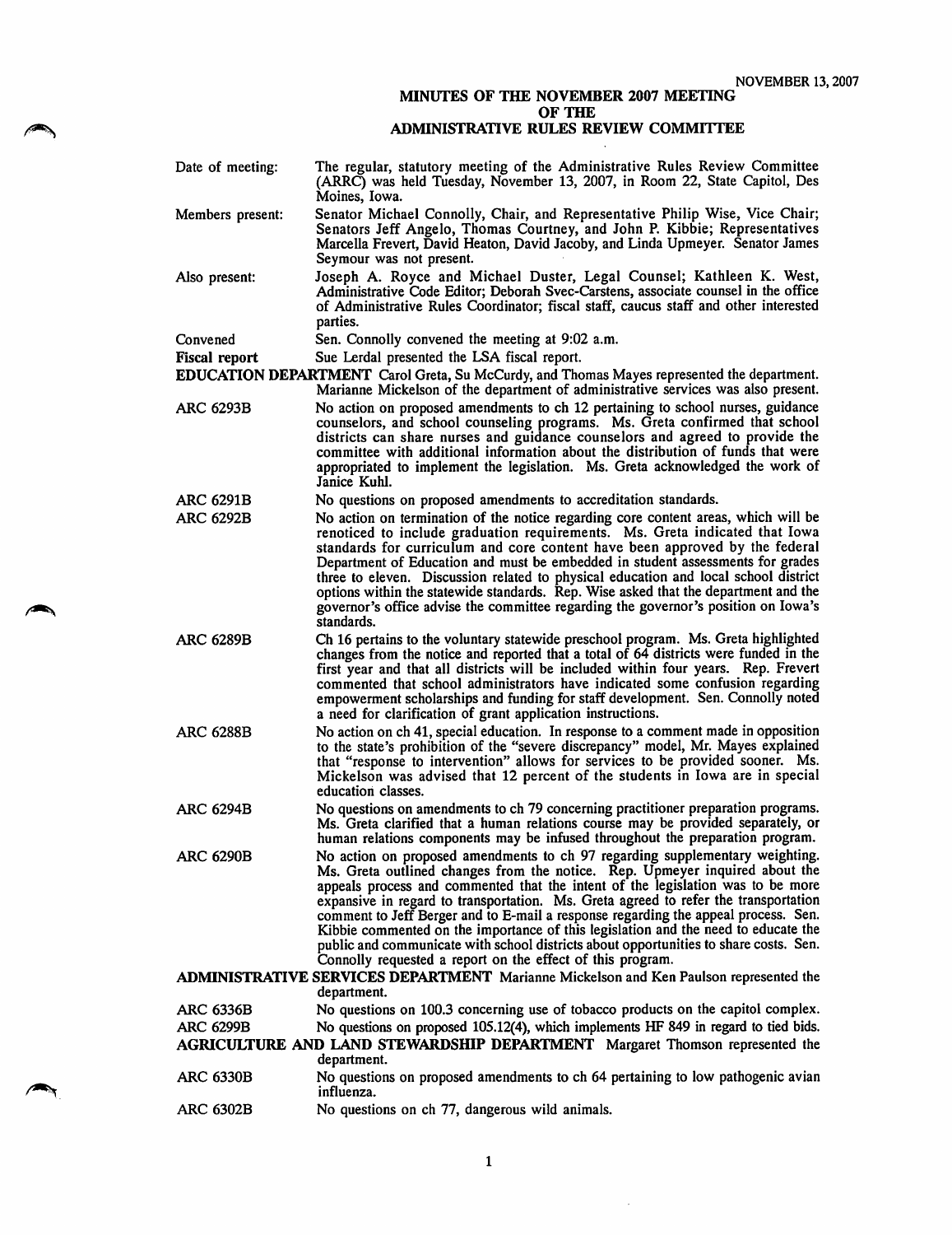NOVEMBER 13, 2007

# MINUTES OF THE NOVEMBER 2007 MEETING OF THE ADMINISTRATIVE RULES REVIEW COMMITTEE

**Date of meeting:** The regular, statutory meeting of the Administrative Rules Review Committee (ARRC) was held Tuesday, November 13, 2007, in Room 22, State Capitol, Des Moines, Iowa.

**Members present:** Senator Michael Connolly, Chair, and Representative Philip Wise, Vice Chair; Senators Jeff Angelo, Thomas Courtney, and John P. Kibbie; Representatives Marcella Frevert, David Heaton, David Jacoby, and Linda Upmeyer. Senator James Seymour was not present.

**Also present:** Joseph A. Royce and Michael Duster, Legal Counsel; Kathleen K. West, Administrative Code Editor; Deborah Svec-Carstens, associate counsel in the office of Administrative Rules Coordinator; fiscal staff, caucus staff and other interested parties.

**Convened:** Sen. Connolly convened the meeting at 9:02 a.m.

**Fiscal report:** Sue Lerdal presented the LSA fiscal report.

**EDUCATION DEPARTMENT** Carol Greta, Su McCurdy, and Thomas Mayes represented the department. Marianne Mickelson of the department of administrative services was also present.

**ARC 6293B:** No action on proposed amendments to ch 12 pertaining to school nurses, guidance counselors, and school counseling programs. Ms. Greta confirmed that school districts can share nurses and guidance counselors and agreed to provide the committee with additional information about the distribution of funds that were appropriated to implement the legislation. Ms. Greta acknowledged the work of Janice Kuhl.

**ARC 6291B:** No questions on proposed amendments to accreditation standards.

**ARC 6292B:** No action on termination of the notice regarding core content areas, which will be renoticed to include graduation requirements. Ms. Greta indicated that Iowa standards for curriculum and core content have been approved by the federal Department of Education and must be embedded in student assessments for grades three to eleven. Discussion related to physical education and local school district options within the statewide standards. Rep. Wise asked that the department and the governor's office advise the committee regarding the governor's position on Iowa's standards.

**ARC 6289B:** Ch 16 pertains to the voluntary statewide preschool program. Ms. Greta highlighted changes from the notice and reported that a total of 64 districts were funded in the first year and that all districts will be included within four years. Rep. Frevert commented that school administrators have indicated some confusion regarding empowerment scholarships and funding for staff development. Sen. Connolly noted a need for clarification of grant application instructions.

**ARC 6288B:** No action on ch 41, special education. In response to a comment made in opposition to the state's prohibition of the "severe discrepancy" model, Mr. Mayes explained that "response to intervention" allows for services to be provided sooner. Ms. Mickelson was advised that 12 percent of the students in Iowa are in special education classes.

**ARC 6294B:** No questions on amendments to ch 79 concerning practitioner preparation programs. Ms. Greta clarified that a human relations course may be provided separately, or human relations components may be infused throughout the preparation program.

**ARC 6290B:** No action on proposed amendments to ch 97 regarding supplementary weighting. Ms. Greta outlined changes from the notice. Rep. Upmeyer inquired about the appeals process and commented that the intent of the legislation was to be more expansive in regard to transportation. Ms. Greta agreed to refer the transportation comment to Jeff Berger and to E-mail a response regarding the appeal process. Sen. Kibbie commented on the importance of this legislation and the need to educate the public and communicate with school districts about opportunities to share costs. Sen. Connolly requested a report on the effect of this program.

**ADMINISTRATIVE SERVICES DEPARTMENT** Marianne Mickelson and Ken Paulson represented the department.

**ARC 6336B:** No questions on 100.3 concerning use of tobacco products on the capitol complex.

**ARC 6299B:** No questions on proposed 105.12(4), which implements HF 849 in regard to tied bids.

**AGRICULTURE AND LAND STEWARDSHIP DEPARTMENT** Margaret Thomson represented the department.

**ARC 6330B:** No questions on proposed amendments to ch 64 pertaining to low pathogenic avian influenza.

**ARC 6302B:** No questions on ch 77, dangerous wild animals.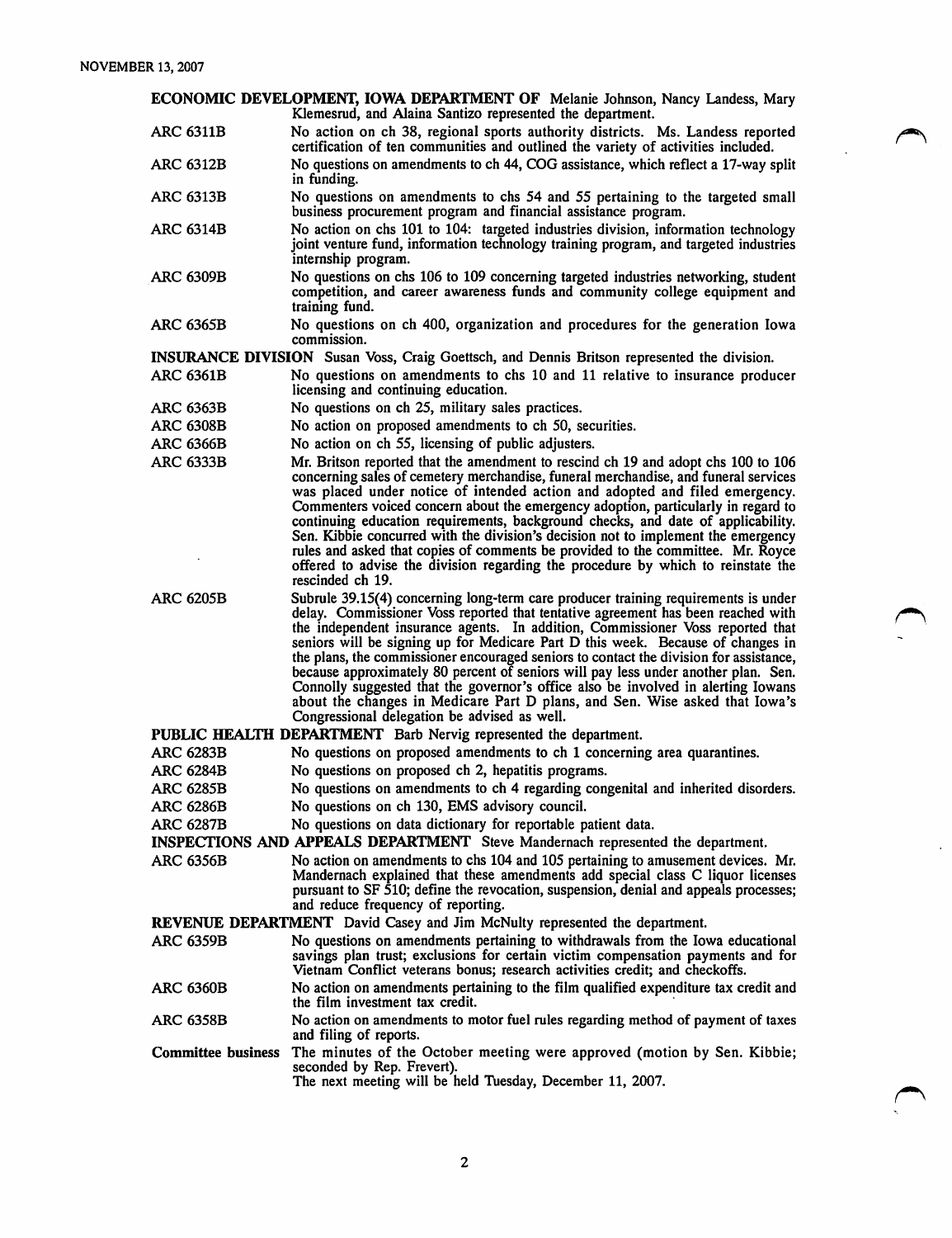**ECONOMIC DEVELOPMENT, IOWA DEPARTMENT OF** Melanie Johnson, Nancy Landess, Mary Klemesrud, and Alaina Santizo represented the department.

ARC 6311B — No action on ch 38, regional sports authority districts. Ms. Landess reported certification of ten communities and outlined the variety of activities included.

ARC 6312B — No questions on amendments to ch 44, COG assistance, which reflect a 17-way split in funding.

ARC 6313B — No questions on amendments to chs 54 and 55 pertaining to the targeted small business procurement program and financial assistance program.

ARC 6314B — No action on chs 101 to 104: targeted industries division, information technology joint venture fund, information technology training program, and targeted industries internship program.

ARC 6309B — No questions on chs 106 to 109 concerning targeted industries networking, student competition, and career awareness funds and community college equipment and training fund.

ARC 6365B — No questions on ch 400, organization and procedures for the generation Iowa commission.

**INSURANCE DIVISION** Susan Voss, Craig Goettsch, and Dennis Britson represented the division.

ARC 6361B — No questions on amendments to chs 10 and 11 relative to insurance producer licensing and continuing education.

ARC 6363B — No questions on ch 25, military sales practices.

ARC 6308B — No action on proposed amendments to ch 50, securities.

ARC 6366B — No action on ch 55, licensing of public adjusters.

ARC 6333B — Mr. Britson reported that the amendment to rescind ch 19 and adopt chs 100 to 106 concerning sales of cemetery merchandise, funeral merchandise, and funeral services was placed under notice of intended action and adopted and filed emergency. Commenters voiced concern about the emergency adoption, particularly in regard to continuing education requirements, background checks, and date of applicability. Sen. Kibbie concurred with the division's decision not to implement the emergency rules and asked that copies of comments be provided to the committee. Mr. Royce offered to advise the division regarding the procedure by which to reinstate the rescinded ch 19.

ARC 6205B — Subrule 39.15(4) concerning long-term care producer training requirements is under delay. Commissioner Voss reported that tentative agreement has been reached with the independent insurance agents. In addition, Commissioner Voss reported that seniors will be signing up for Medicare Part D this week. Because of changes in the plans, the commissioner encouraged seniors to contact the division for assistance, because approximately 80 percent of seniors will pay less under another plan. Sen. Connolly suggested that the governor's office also be involved in alerting Iowans about the changes in Medicare Part D plans, and Sen. Wise asked that Iowa's Congressional delegation be advised as well.

**PUBLIC HEALTH DEPARTMENT** Barb Nervig represented the department.

ARC 6283B — No questions on proposed amendments to ch 1 concerning area quarantines.

ARC 6284B — No questions on proposed ch 2, hepatitis programs.

ARC 6285B — No questions on amendments to ch 4 regarding congenital and inherited disorders.

ARC 6286B — No questions on ch 130, EMS advisory council.

ARC 6287B — No questions on data dictionary for reportable patient data.

**INSPECTIONS AND APPEALS DEPARTMENT** Steve Mandernach represented the department.

ARC 6356B — No action on amendments to chs 104 and 105 pertaining to amusement devices. Mr. Mandernach explained that these amendments add special class C liquor licenses pursuant to SF 510; define the revocation, suspension, denial and appeals processes; and reduce frequency of reporting.

**REVENUE DEPARTMENT** David Casey and Jim McNulty represented the department.

ARC 6359B — No questions on amendments pertaining to withdrawals from the Iowa educational savings plan trust; exclusions for certain victim compensation payments and for Vietnam Conflict veterans bonus; research activities credit; and checkoffs.

ARC 6360B — No action on amendments pertaining to the film qualified expenditure tax credit and the film investment tax credit.

ARC 6358B — No action on amendments to motor fuel rules regarding method of payment of taxes and filing of reports.

**Committee business** — The minutes of the October meeting were approved (motion by Sen. Kibbie; seconded by Rep. Frevert).
The next meeting will be held Tuesday, December 11, 2007.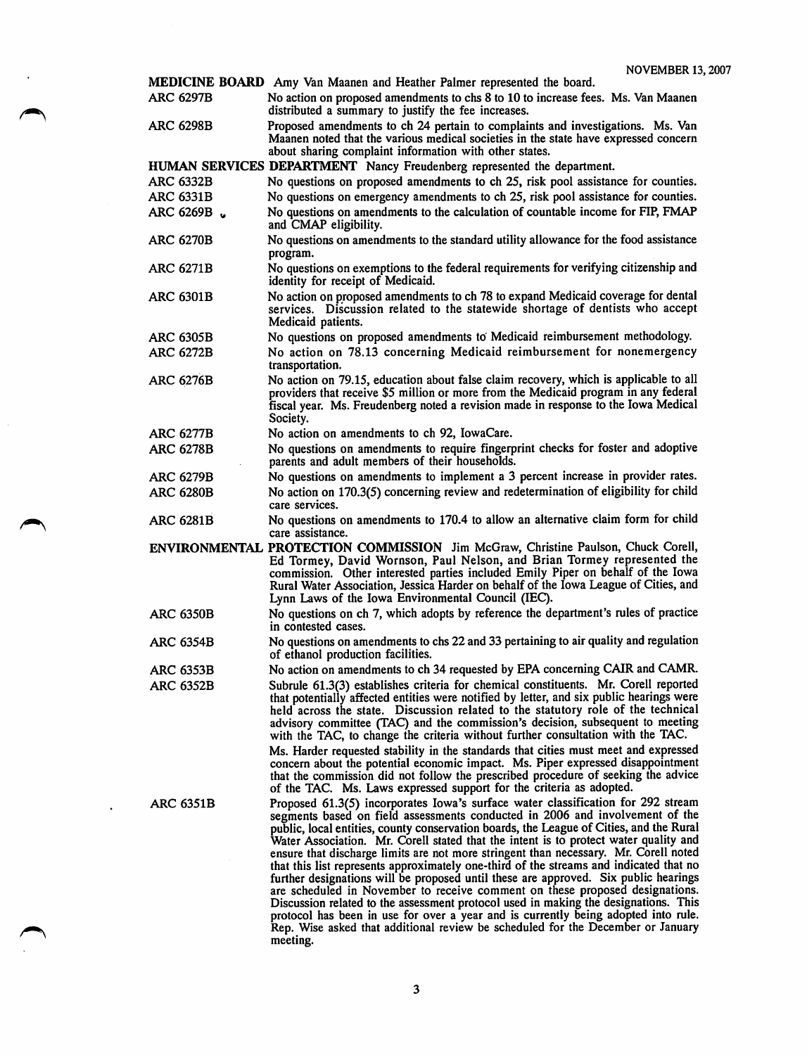**MEDICINE BOARD** Amy Van Maanen and Heather Palmer represented the board.

ARC 6297B — No action on proposed amendments to chs 8 to 10 to increase fees. Ms. Van Maanen distributed a summary to justify the fee increases.

ARC 6298B — Proposed amendments to ch 24 pertain to complaints and investigations. Ms. Van Maanen noted that the various medical societies in the state have expressed concern about sharing complaint information with other states.

**HUMAN SERVICES DEPARTMENT** Nancy Freudenberg represented the department.

ARC 6332B — No questions on proposed amendments to ch 25, risk pool assistance for counties.

ARC 6331B — No questions on emergency amendments to ch 25, risk pool assistance for counties.

ARC 6269B — No questions on amendments to the calculation of countable income for FIP, FMAP and CMAP eligibility.

ARC 6270B — No questions on amendments to the standard utility allowance for the food assistance program.

ARC 6271B — No questions on exemptions to the federal requirements for verifying citizenship and identity for receipt of Medicaid.

ARC 6301B — No action on proposed amendments to ch 78 to expand Medicaid coverage for dental services. Discussion related to the statewide shortage of dentists who accept Medicaid patients.

ARC 6305B — No questions on proposed amendments to Medicaid reimbursement methodology.

ARC 6272B — No action on 78.13 concerning Medicaid reimbursement for nonemergency transportation.

ARC 6276B — No action on 79.15, education about false claim recovery, which is applicable to all providers that receive $5 million or more from the Medicaid program in any federal fiscal year. Ms. Freudenberg noted a revision made in response to the Iowa Medical Society.

ARC 6277B — No action on amendments to ch 92, IowaCare.

ARC 6278B — No questions on amendments to require fingerprint checks for foster and adoptive parents and adult members of their households.

ARC 6279B — No questions on amendments to implement a 3 percent increase in provider rates.

ARC 6280B — No action on 170.3(5) concerning review and redetermination of eligibility for child care services.

ARC 6281B — No questions on amendments to 170.4 to allow an alternative claim form for child care assistance.

**ENVIRONMENTAL PROTECTION COMMISSION** Jim McGraw, Christine Paulson, Chuck Corell, Ed Tormey, David Wornson, Paul Nelson, and Brian Tormey represented the commission. Other interested parties included Emily Piper on behalf of the Iowa Rural Water Association, Jessica Harder on behalf of the Iowa League of Cities, and Lynn Laws of the Iowa Environmental Council (IEC).

ARC 6350B — No questions on ch 7, which adopts by reference the department's rules of practice in contested cases.

ARC 6354B — No questions on amendments to chs 22 and 33 pertaining to air quality and regulation of ethanol production facilities.

ARC 6353B — No action on amendments to ch 34 requested by EPA concerning CAIR and CAMR.

ARC 6352B — Subrule 61.3(3) establishes criteria for chemical constituents. Mr. Corell reported that potentially affected entities were notified by letter, and six public hearings were held across the state. Discussion related to the statutory role of the technical advisory committee (TAC) and the commission's decision, subsequent to meeting with the TAC, to change the criteria without further consultation with the TAC.

Ms. Harder requested stability in the standards that cities must meet and expressed concern about the potential economic impact. Ms. Piper expressed disappointment that the commission did not follow the prescribed procedure of seeking the advice of the TAC. Ms. Laws expressed support for the criteria as adopted.

ARC 6351B — Proposed 61.3(5) incorporates Iowa's surface water classification for 292 stream segments based on field assessments conducted in 2006 and involvement of the public, local entities, county conservation boards, the League of Cities, and the Rural Water Association. Mr. Corell stated that the intent is to protect water quality and ensure that discharge limits are not more stringent than necessary. Mr. Corell noted that this list represents approximately one-third of the streams and indicated that no further designations will be proposed until these are approved. Six public hearings are scheduled in November to receive comment on these proposed designations. Discussion related to the assessment protocol used in making the designations. This protocol has been in use for over a year and is currently being adopted into rule. Rep. Wise asked that additional review be scheduled for the December or January meeting.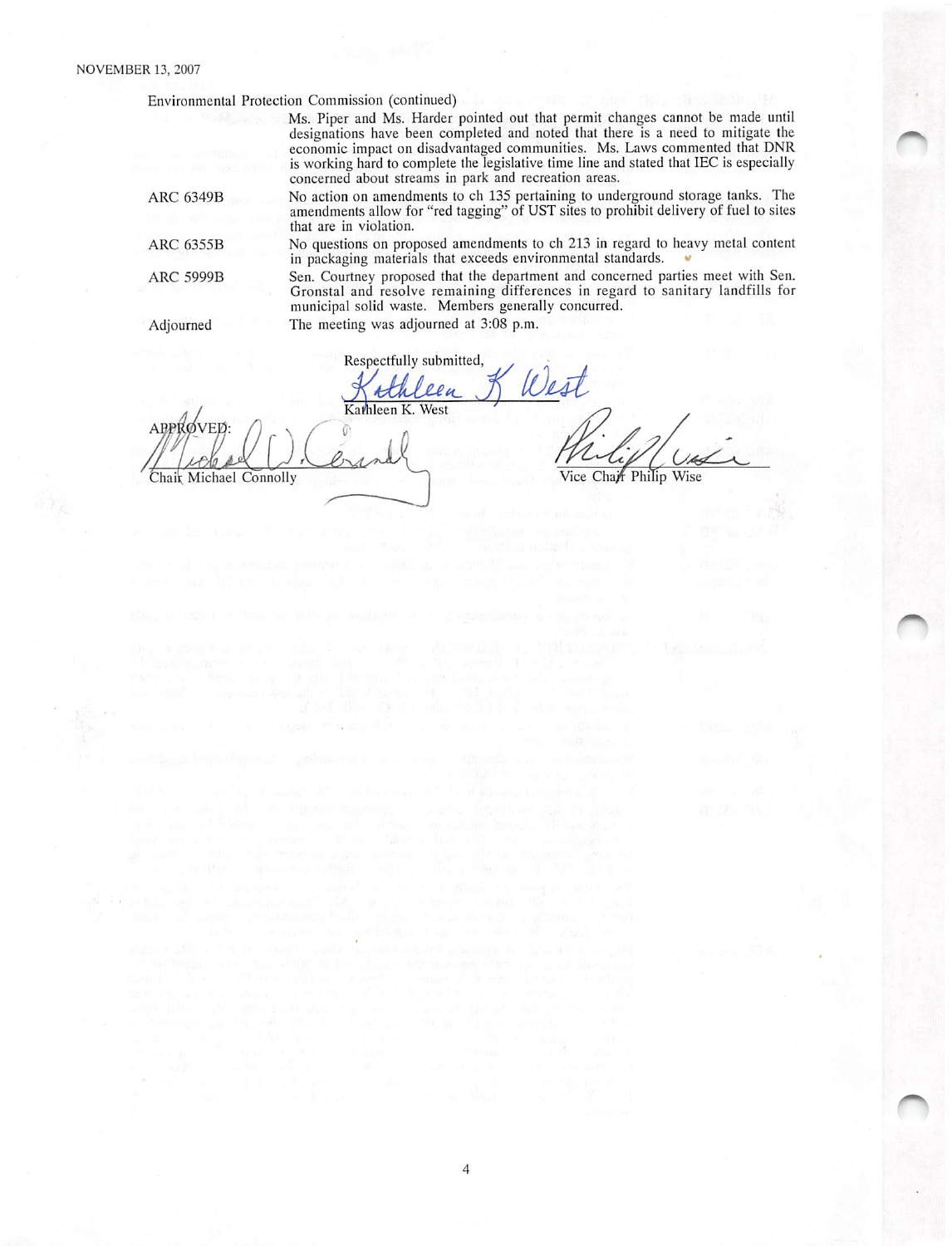NOVEMBER 13, 2007

Environmental Protection Commission (continued)

Ms. Piper and Ms. Harder pointed out that permit changes cannot be made until designations have been completed and noted that there is a need to mitigate the economic impact on disadvantaged communities. Ms. Laws commented that DNR is working hard to complete the legislative time line and stated that IEC is especially concerned about streams in park and recreation areas.

| | |
|---|---|
| ARC 6349B | No action on amendments to ch 135 pertaining to underground storage tanks. The amendments allow for "red tagging" of UST sites to prohibit delivery of fuel to sites that are in violation. |
| ARC 6355B | No questions on proposed amendments to ch 213 in regard to heavy metal content in packaging materials that exceeds environmental standards. |
| ARC 5999B | Sen. Courtney proposed that the department and concerned parties meet with Sen. Gronstal and resolve remaining differences in regard to sanitary landfills for municipal solid waste. Members generally concurred. |
| Adjourned | The meeting was adjourned at 3:08 p.m. |

Respectfully submitted,

Kathleen K. West

APPROVED:

Chair Michael Connolly

Vice Chair Philip Wise